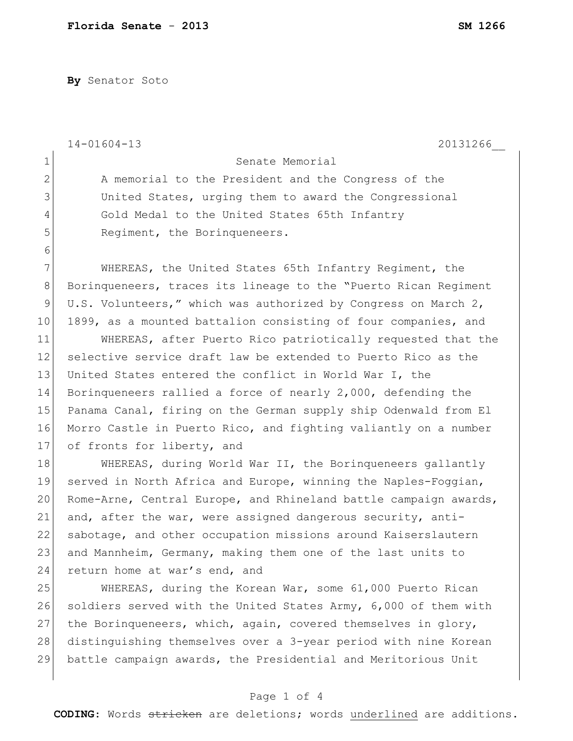**By** Senator Soto

14-01604-13 20131266__

Senate Memorial

A memorial to the President and the Congress of the United States, urging them to award the Congressional Gold Medal to the United States 65th Infantry Regiment, the Borinqueneers.

WHEREAS, the United States 65th Infantry Regiment, the Borinqueneers, traces its lineage to the "Puerto Rican Regiment U.S. Volunteers," which was authorized by Congress on March 2, 1899, as a mounted battalion consisting of four companies, and

WHEREAS, after Puerto Rico patriotically requested that the selective service draft law be extended to Puerto Rico as the United States entered the conflict in World War I, the Borinqueneers rallied a force of nearly 2,000, defending the Panama Canal, firing on the German supply ship Odenwald from El Morro Castle in Puerto Rico, and fighting valiantly on a number of fronts for liberty, and

WHEREAS, during World War II, the Borinqueneers gallantly served in North Africa and Europe, winning the Naples-Foggian, Rome-Arne, Central Europe, and Rhineland battle campaign awards, and, after the war, were assigned dangerous security, anti-sabotage, and other occupation missions around Kaiserslautern and Mannheim, Germany, making them one of the last units to return home at war's end, and

WHEREAS, during the Korean War, some 61,000 Puerto Rican soldiers served with the United States Army, 6,000 of them with the Borinqueneers, which, again, covered themselves in glory, distinguishing themselves over a 3-year period with nine Korean battle campaign awards, the Presidential and Meritorious Unit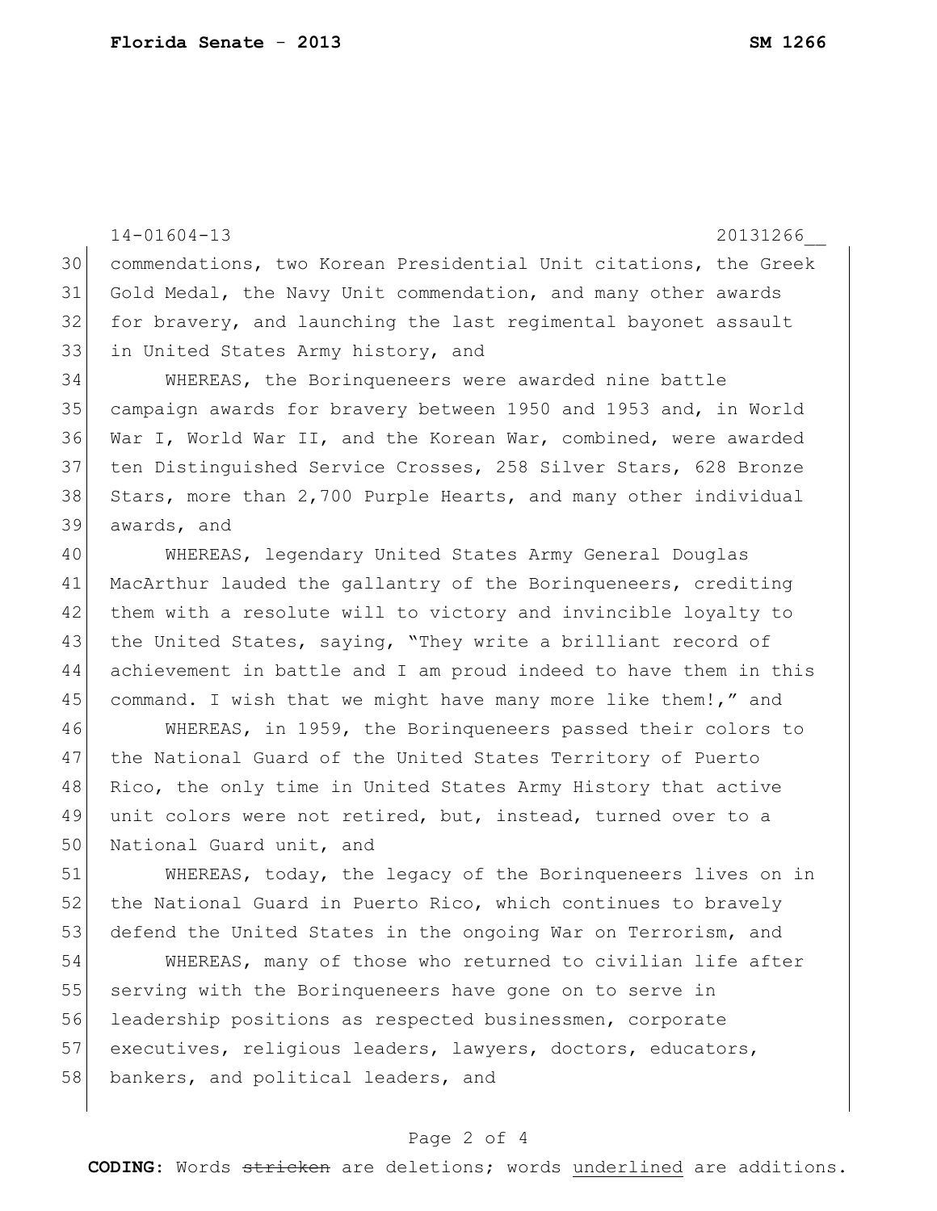commendations, two Korean Presidential Unit citations, the Greek Gold Medal, the Navy Unit commendation, and many other awards for bravery, and launching the last regimental bayonet assault in United States Army history, and

WHEREAS, the Borinqueneers were awarded nine battle campaign awards for bravery between 1950 and 1953 and, in World War I, World War II, and the Korean War, combined, were awarded ten Distinguished Service Crosses, 258 Silver Stars, 628 Bronze Stars, more than 2,700 Purple Hearts, and many other individual awards, and

WHEREAS, legendary United States Army General Douglas MacArthur lauded the gallantry of the Borinqueneers, crediting them with a resolute will to victory and invincible loyalty to the United States, saying, "They write a brilliant record of achievement in battle and I am proud indeed to have them in this command. I wish that we might have many more like them!," and

WHEREAS, in 1959, the Borinqueneers passed their colors to the National Guard of the United States Territory of Puerto Rico, the only time in United States Army History that active unit colors were not retired, but, instead, turned over to a National Guard unit, and

WHEREAS, today, the legacy of the Borinqueneers lives on in the National Guard in Puerto Rico, which continues to bravely defend the United States in the ongoing War on Terrorism, and

WHEREAS, many of those who returned to civilian life after serving with the Borinqueneers have gone on to serve in leadership positions as respected businessmen, corporate executives, religious leaders, lawyers, doctors, educators, bankers, and political leaders, and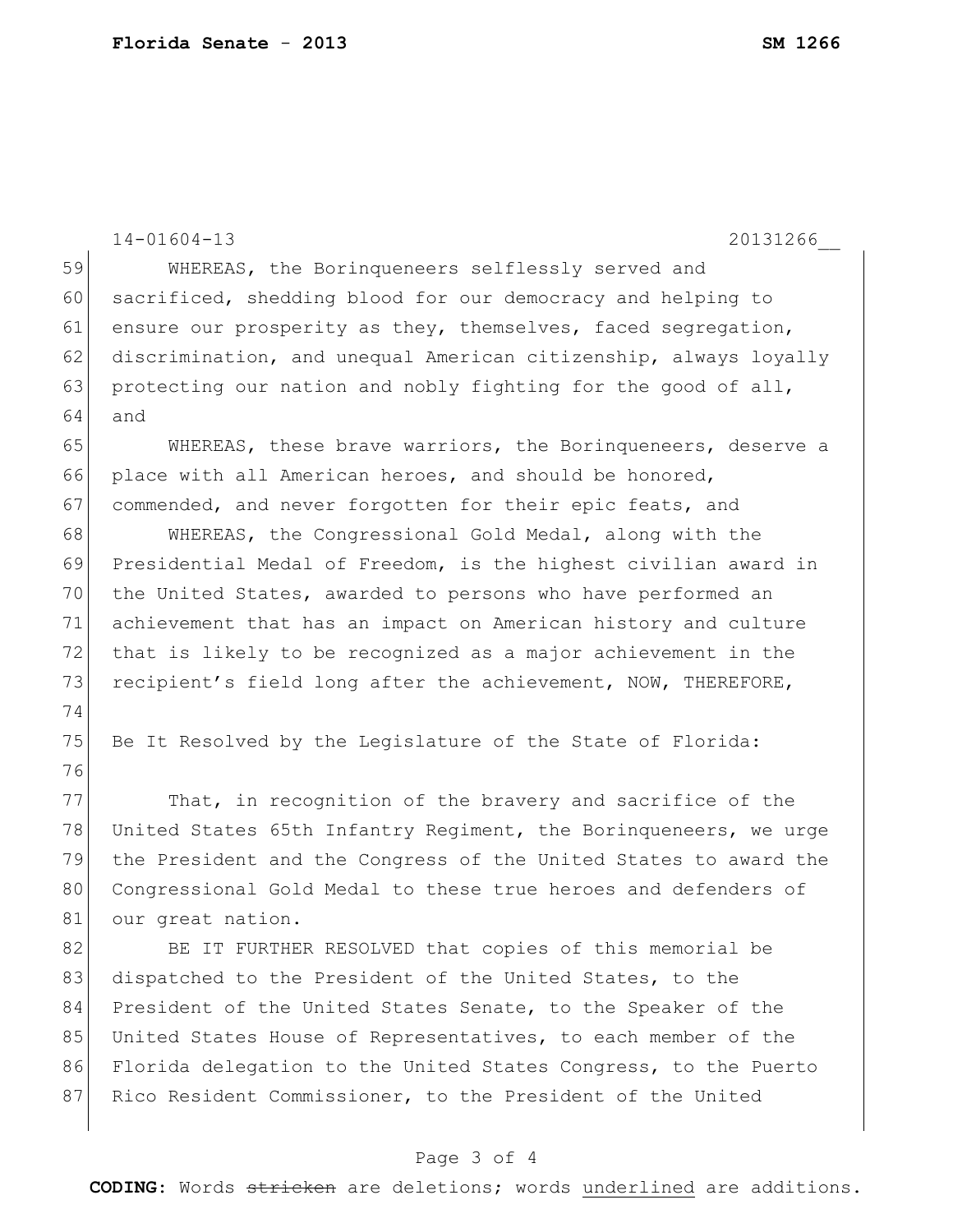WHEREAS, the Borinqueneers selflessly served and sacrificed, shedding blood for our democracy and helping to ensure our prosperity as they, themselves, faced segregation, discrimination, and unequal American citizenship, always loyally protecting our nation and nobly fighting for the good of all, and

WHEREAS, these brave warriors, the Borinqueneers, deserve a place with all American heroes, and should be honored, commended, and never forgotten for their epic feats, and

WHEREAS, the Congressional Gold Medal, along with the Presidential Medal of Freedom, is the highest civilian award in the United States, awarded to persons who have performed an achievement that has an impact on American history and culture that is likely to be recognized as a major achievement in the recipient's field long after the achievement, NOW, THEREFORE,

Be It Resolved by the Legislature of the State of Florida:

That, in recognition of the bravery and sacrifice of the United States 65th Infantry Regiment, the Borinqueneers, we urge the President and the Congress of the United States to award the Congressional Gold Medal to these true heroes and defenders of our great nation.

BE IT FURTHER RESOLVED that copies of this memorial be dispatched to the President of the United States, to the President of the United States Senate, to the Speaker of the United States House of Representatives, to each member of the Florida delegation to the United States Congress, to the Puerto Rico Resident Commissioner, to the President of the United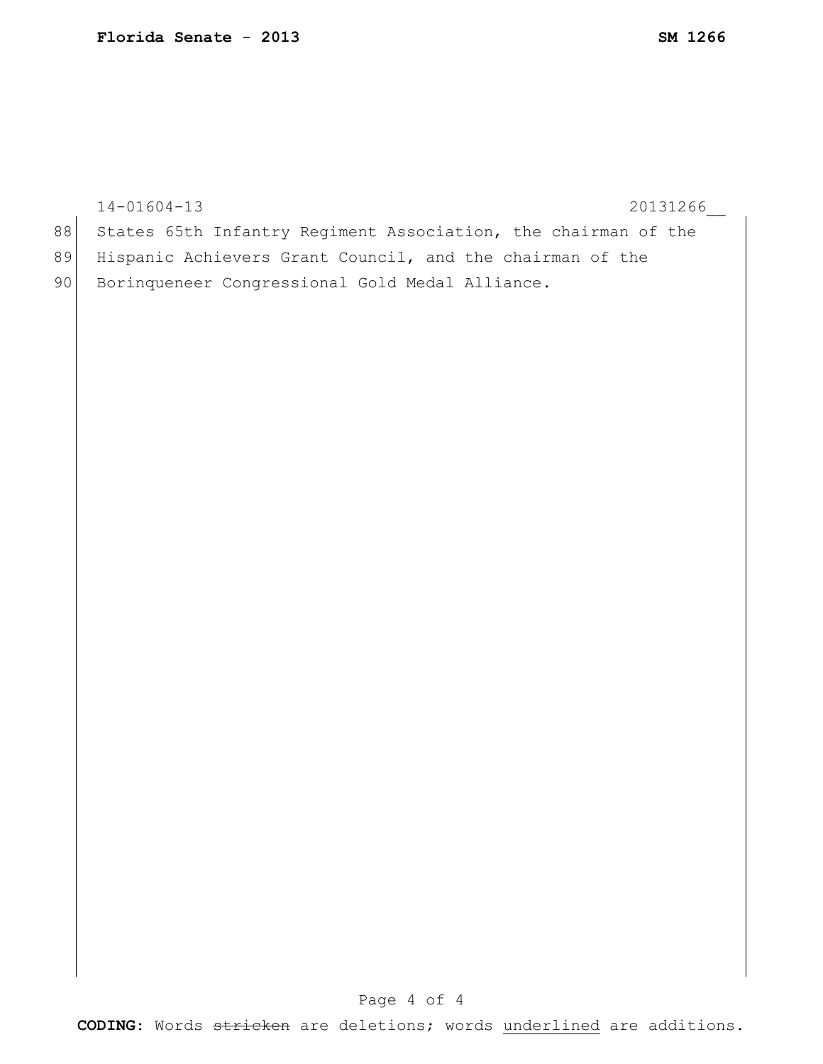88 States 65th Infantry Regiment Association, the chairman of the
89 Hispanic Achievers Grant Council, and the chairman of the
90 Borinqueneer Congressional Gold Medal Alliance.